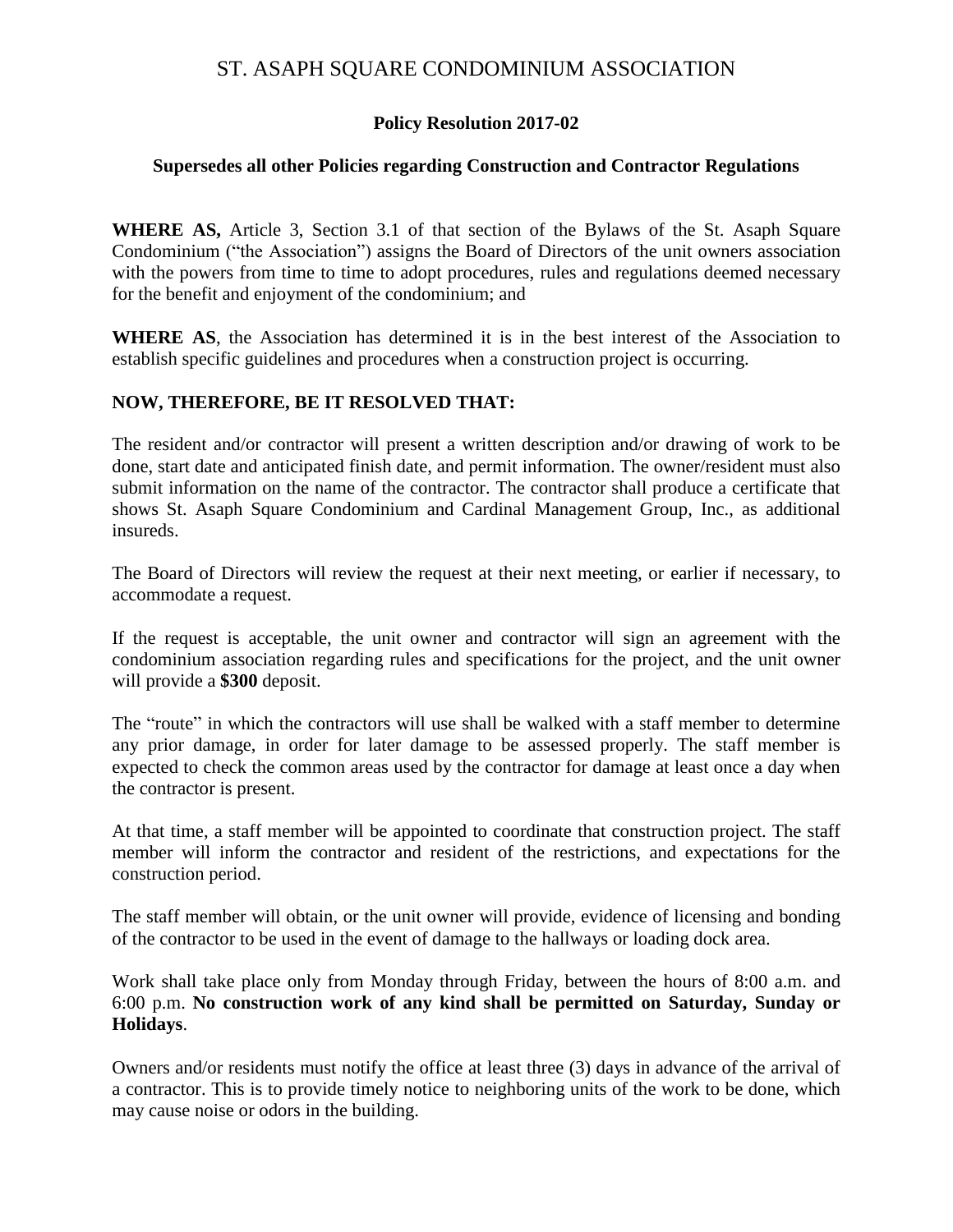# ST. ASAPH SQUARE CONDOMINIUM ASSOCIATION

## Policy Resolution 2017-02

### Supersedes all other Policies regarding Construction and Contractor Regulations

**WHERE AS,** Article 3, Section 3.1 of that section of the Bylaws of the St. Asaph Square Condominium ("the Association") assigns the Board of Directors of the unit owners association with the powers from time to time to adopt procedures, rules and regulations deemed necessary for the benefit and enjoyment of the condominium; and

**WHERE AS**, the Association has determined it is in the best interest of the Association to establish specific guidelines and procedures when a construction project is occurring.

**NOW, THEREFORE, BE IT RESOLVED THAT:**

The resident and/or contractor will present a written description and/or drawing of work to be done, start date and anticipated finish date, and permit information. The owner/resident must also submit information on the name of the contractor. The contractor shall produce a certificate that shows St. Asaph Square Condominium and Cardinal Management Group, Inc., as additional insureds.

The Board of Directors will review the request at their next meeting, or earlier if necessary, to accommodate a request.

If the request is acceptable, the unit owner and contractor will sign an agreement with the condominium association regarding rules and specifications for the project, and the unit owner will provide a **$300** deposit.

The "route" in which the contractors will use shall be walked with a staff member to determine any prior damage, in order for later damage to be assessed properly. The staff member is expected to check the common areas used by the contractor for damage at least once a day when the contractor is present.

At that time, a staff member will be appointed to coordinate that construction project. The staff member will inform the contractor and resident of the restrictions, and expectations for the construction period.

The staff member will obtain, or the unit owner will provide, evidence of licensing and bonding of the contractor to be used in the event of damage to the hallways or loading dock area.

Work shall take place only from Monday through Friday, between the hours of 8:00 a.m. and 6:00 p.m. **No construction work of any kind shall be permitted on Saturday, Sunday or Holidays**.

Owners and/or residents must notify the office at least three (3) days in advance of the arrival of a contractor. This is to provide timely notice to neighboring units of the work to be done, which may cause noise or odors in the building.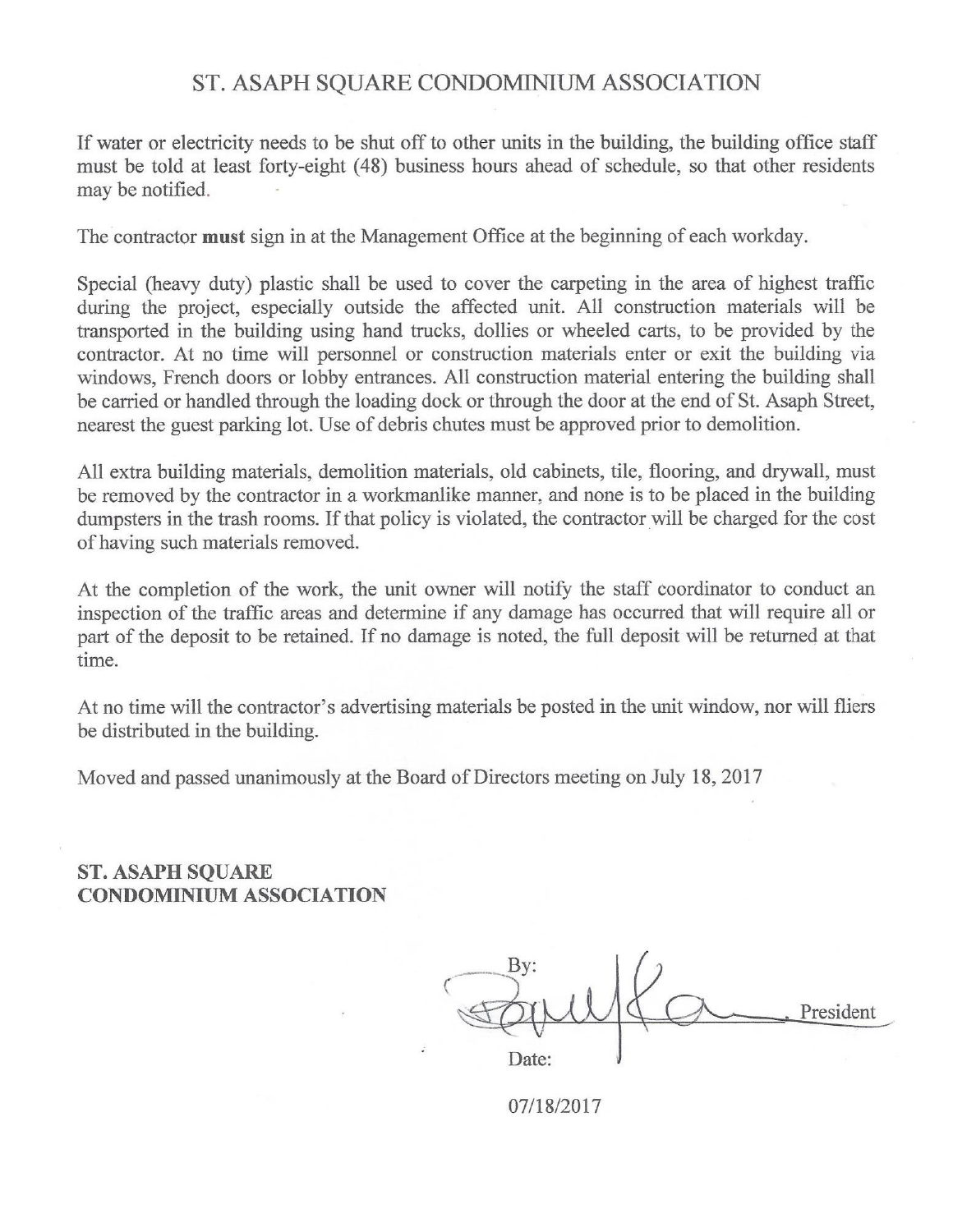# ST. ASAPH SQUARE CONDOMINIUM ASSOCIATION

If water or electricity needs to be shut off to other units in the building, the building office staff must be told at least forty-eight (48) business hours ahead of schedule, so that other residents may be notified.

The contractor **must** sign in at the Management Office at the beginning of each workday.

Special (heavy duty) plastic shall be used to cover the carpeting in the area of highest traffic during the project, especially outside the affected unit. All construction materials will be transported in the building using hand trucks, dollies or wheeled carts, to be provided by the contractor. At no time will personnel or construction materials enter or exit the building via windows, French doors or lobby entrances. All construction material entering the building shall be carried or handled through the loading dock or through the door at the end of St. Asaph Street, nearest the guest parking lot. Use of debris chutes must be approved prior to demolition.

All extra building materials, demolition materials, old cabinets, tile, flooring, and drywall, must be removed by the contractor in a workmanlike manner, and none is to be placed in the building dumpsters in the trash rooms. If that policy is violated, the contractor will be charged for the cost of having such materials removed.

At the completion of the work, the unit owner will notify the staff coordinator to conduct an inspection of the traffic areas and determine if any damage has occurred that will require all or part of the deposit to be retained. If no damage is noted, the full deposit will be returned at that time.

At no time will the contractor's advertising materials be posted in the unit window, nor will fliers be distributed in the building.

Moved and passed unanimously at the Board of Directors meeting on July 18, 2017

**ST. ASAPH SQUARE**
**CONDOMINIUM ASSOCIATION**

By: [signature], President

Date:

07/18/2017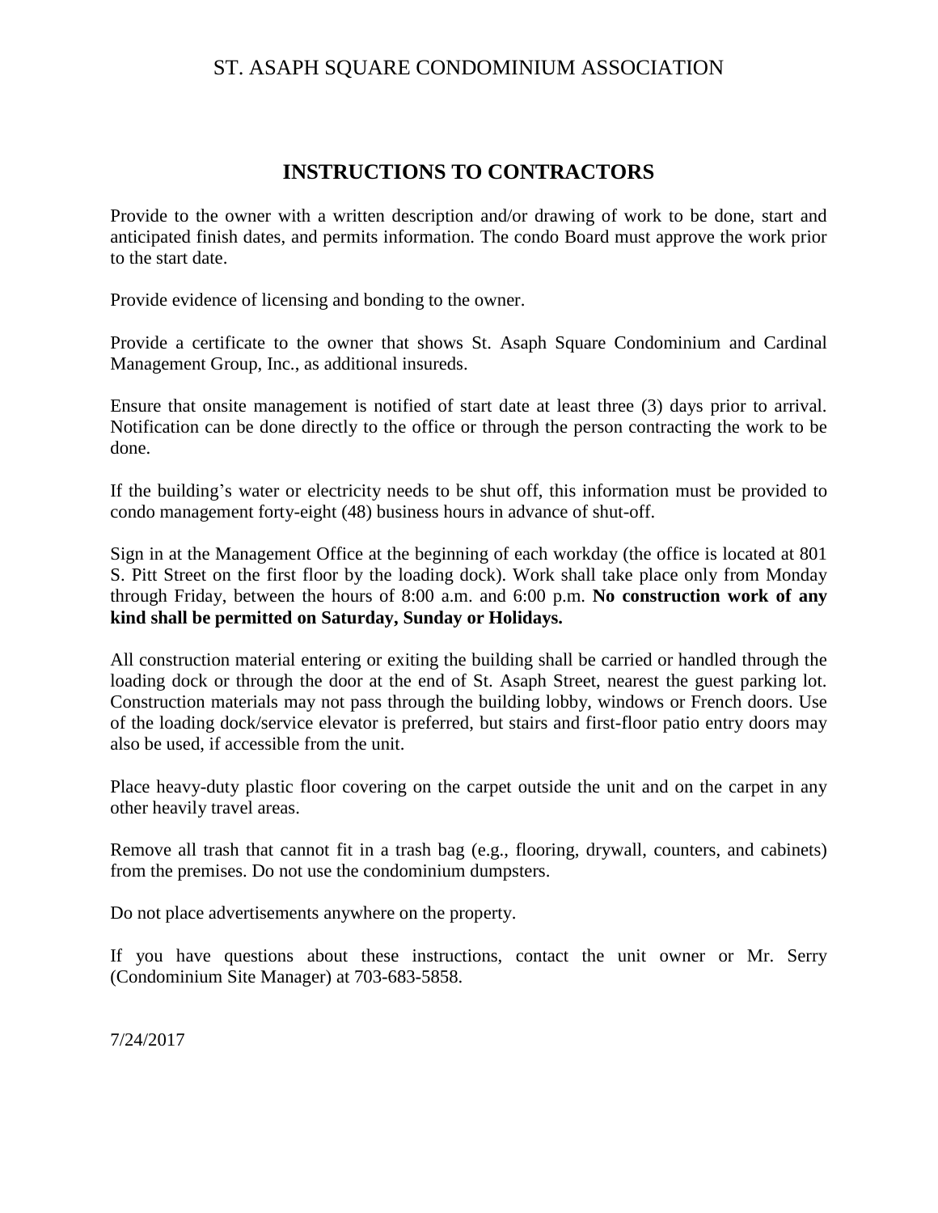ST. ASAPH SQUARE CONDOMINIUM ASSOCIATION

## INSTRUCTIONS TO CONTRACTORS

Provide to the owner with a written description and/or drawing of work to be done, start and anticipated finish dates, and permits information. The condo Board must approve the work prior to the start date.

Provide evidence of licensing and bonding to the owner.

Provide a certificate to the owner that shows St. Asaph Square Condominium and Cardinal Management Group, Inc., as additional insureds.

Ensure that onsite management is notified of start date at least three (3) days prior to arrival. Notification can be done directly to the office or through the person contracting the work to be done.

If the building's water or electricity needs to be shut off, this information must be provided to condo management forty-eight (48) business hours in advance of shut-off.

Sign in at the Management Office at the beginning of each workday (the office is located at 801 S. Pitt Street on the first floor by the loading dock). Work shall take place only from Monday through Friday, between the hours of 8:00 a.m. and 6:00 p.m. **No construction work of any kind shall be permitted on Saturday, Sunday or Holidays.**

All construction material entering or exiting the building shall be carried or handled through the loading dock or through the door at the end of St. Asaph Street, nearest the guest parking lot. Construction materials may not pass through the building lobby, windows or French doors. Use of the loading dock/service elevator is preferred, but stairs and first-floor patio entry doors may also be used, if accessible from the unit.

Place heavy-duty plastic floor covering on the carpet outside the unit and on the carpet in any other heavily travel areas.

Remove all trash that cannot fit in a trash bag (e.g., flooring, drywall, counters, and cabinets) from the premises. Do not use the condominium dumpsters.

Do not place advertisements anywhere on the property.

If you have questions about these instructions, contact the unit owner or Mr. Serry (Condominium Site Manager) at 703-683-5858.

7/24/2017